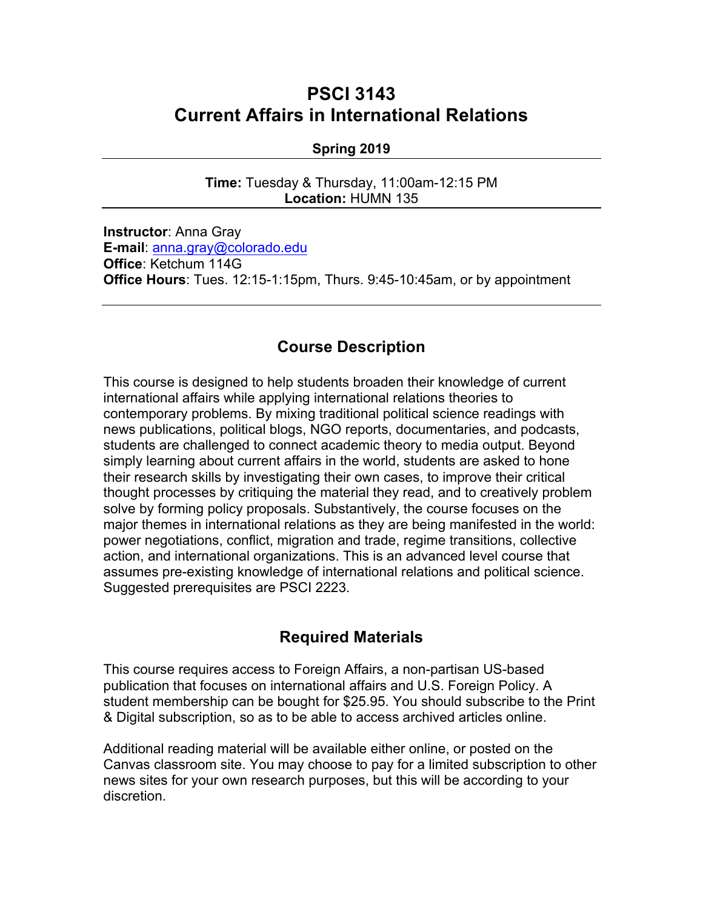# PSCI 3143
# Current Affairs in International Relations

**Spring 2019**

---

**Time:** Tuesday & Thursday, 11:00am-12:15 PM
**Location:** HUMN 135

---

**Instructor**: Anna Gray
**E-mail**: anna.gray@colorado.edu
**Office**: Ketchum 114G
**Office Hours**: Tues. 12:15-1:15pm, Thurs. 9:45-10:45am, or by appointment

---

## Course Description

This course is designed to help students broaden their knowledge of current international affairs while applying international relations theories to contemporary problems. By mixing traditional political science readings with news publications, political blogs, NGO reports, documentaries, and podcasts, students are challenged to connect academic theory to media output. Beyond simply learning about current affairs in the world, students are asked to hone their research skills by investigating their own cases, to improve their critical thought processes by critiquing the material they read, and to creatively problem solve by forming policy proposals. Substantively, the course focuses on the major themes in international relations as they are being manifested in the world: power negotiations, conflict, migration and trade, regime transitions, collective action, and international organizations. This is an advanced level course that assumes pre-existing knowledge of international relations and political science. Suggested prerequisites are PSCI 2223.

## Required Materials

This course requires access to Foreign Affairs, a non-partisan US-based publication that focuses on international affairs and U.S. Foreign Policy. A student membership can be bought for $25.95. You should subscribe to the Print & Digital subscription, so as to be able to access archived articles online.

Additional reading material will be available either online, or posted on the Canvas classroom site. You may choose to pay for a limited subscription to other news sites for your own research purposes, but this will be according to your discretion.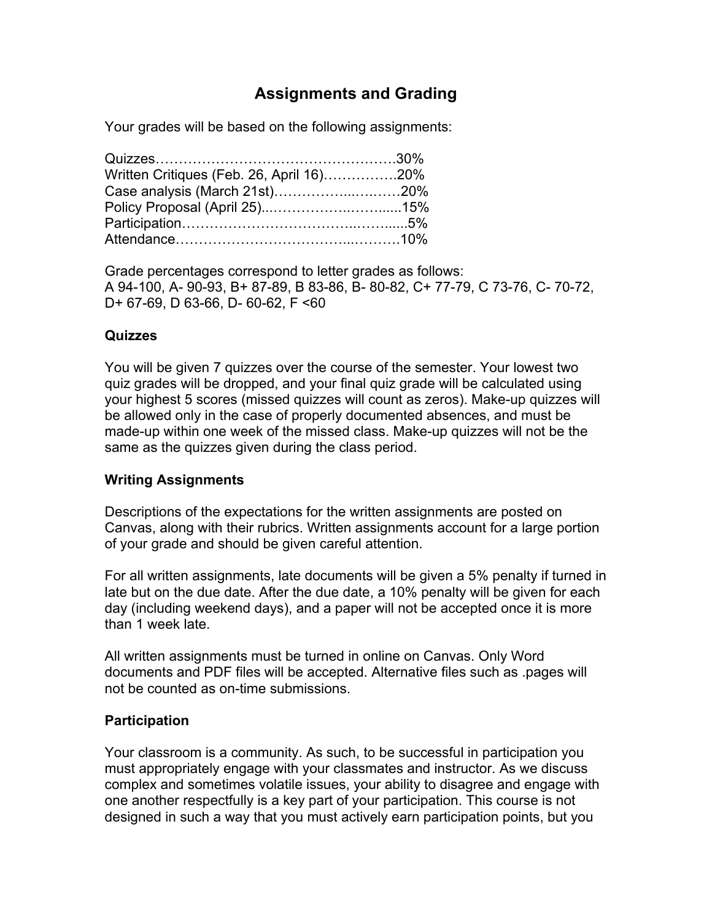## Assignments and Grading

Your grades will be based on the following assignments:

Quizzes……………………………………………30%
Written Critiques (Feb. 26, April 16)…………….20%
Case analysis (March 21st)…………….…….……20%
Policy Proposal (April 25)...…………….……......15%
Participation……………………………..……......5%
Attendance……………………………...……….10%

Grade percentages correspond to letter grades as follows:
A 94-100, A- 90-93, B+ 87-89, B 83-86, B- 80-82, C+ 77-79, C 73-76, C- 70-72, D+ 67-69, D 63-66, D- 60-62, F <60

### Quizzes

You will be given 7 quizzes over the course of the semester. Your lowest two quiz grades will be dropped, and your final quiz grade will be calculated using your highest 5 scores (missed quizzes will count as zeros). Make-up quizzes will be allowed only in the case of properly documented absences, and must be made-up within one week of the missed class. Make-up quizzes will not be the same as the quizzes given during the class period.

### Writing Assignments

Descriptions of the expectations for the written assignments are posted on Canvas, along with their rubrics. Written assignments account for a large portion of your grade and should be given careful attention.

For all written assignments, late documents will be given a 5% penalty if turned in late but on the due date. After the due date, a 10% penalty will be given for each day (including weekend days), and a paper will not be accepted once it is more than 1 week late.

All written assignments must be turned in online on Canvas. Only Word documents and PDF files will be accepted. Alternative files such as .pages will not be counted as on-time submissions.

### Participation

Your classroom is a community. As such, to be successful in participation you must appropriately engage with your classmates and instructor. As we discuss complex and sometimes volatile issues, your ability to disagree and engage with one another respectfully is a key part of your participation. This course is not designed in such a way that you must actively earn participation points, but you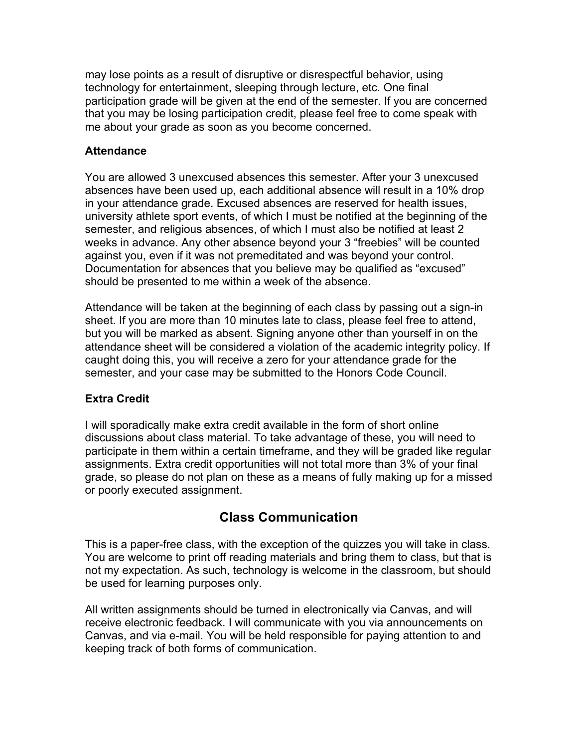may lose points as a result of disruptive or disrespectful behavior, using technology for entertainment, sleeping through lecture, etc. One final participation grade will be given at the end of the semester. If you are concerned that you may be losing participation credit, please feel free to come speak with me about your grade as soon as you become concerned.

**Attendance**

You are allowed 3 unexcused absences this semester. After your 3 unexcused absences have been used up, each additional absence will result in a 10% drop in your attendance grade. Excused absences are reserved for health issues, university athlete sport events, of which I must be notified at the beginning of the semester, and religious absences, of which I must also be notified at least 2 weeks in advance. Any other absence beyond your 3 “freebies” will be counted against you, even if it was not premeditated and was beyond your control. Documentation for absences that you believe may be qualified as “excused” should be presented to me within a week of the absence.

Attendance will be taken at the beginning of each class by passing out a sign-in sheet. If you are more than 10 minutes late to class, please feel free to attend, but you will be marked as absent. Signing anyone other than yourself in on the attendance sheet will be considered a violation of the academic integrity policy. If caught doing this, you will receive a zero for your attendance grade for the semester, and your case may be submitted to the Honors Code Council.

**Extra Credit**

I will sporadically make extra credit available in the form of short online discussions about class material. To take advantage of these, you will need to participate in them within a certain timeframe, and they will be graded like regular assignments. Extra credit opportunities will not total more than 3% of your final grade, so please do not plan on these as a means of fully making up for a missed or poorly executed assignment.

## Class Communication

This is a paper-free class, with the exception of the quizzes you will take in class. You are welcome to print off reading materials and bring them to class, but that is not my expectation. As such, technology is welcome in the classroom, but should be used for learning purposes only.

All written assignments should be turned in electronically via Canvas, and will receive electronic feedback. I will communicate with you via announcements on Canvas, and via e-mail. You will be held responsible for paying attention to and keeping track of both forms of communication.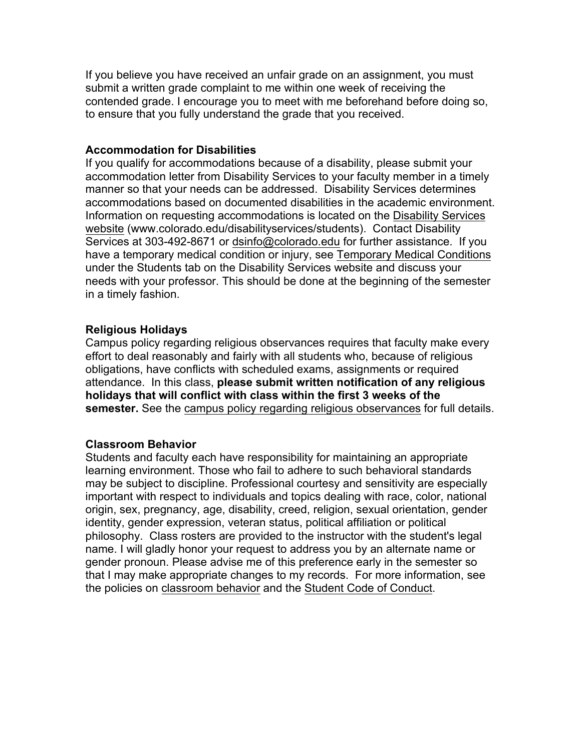If you believe you have received an unfair grade on an assignment, you must submit a written grade complaint to me within one week of receiving the contended grade. I encourage you to meet with me beforehand before doing so, to ensure that you fully understand the grade that you received.

**Accommodation for Disabilities**

If you qualify for accommodations because of a disability, please submit your accommodation letter from Disability Services to your faculty member in a timely manner so that your needs can be addressed. Disability Services determines accommodations based on documented disabilities in the academic environment. Information on requesting accommodations is located on the Disability Services website (www.colorado.edu/disabilityservices/students). Contact Disability Services at 303-492-8671 or dsinfo@colorado.edu for further assistance. If you have a temporary medical condition or injury, see Temporary Medical Conditions under the Students tab on the Disability Services website and discuss your needs with your professor. This should be done at the beginning of the semester in a timely fashion.

**Religious Holidays**

Campus policy regarding religious observances requires that faculty make every effort to deal reasonably and fairly with all students who, because of religious obligations, have conflicts with scheduled exams, assignments or required attendance. In this class, **please submit written notification of any religious holidays that will conflict with class within the first 3 weeks of the semester.** See the campus policy regarding religious observances for full details.

**Classroom Behavior**

Students and faculty each have responsibility for maintaining an appropriate learning environment. Those who fail to adhere to such behavioral standards may be subject to discipline. Professional courtesy and sensitivity are especially important with respect to individuals and topics dealing with race, color, national origin, sex, pregnancy, age, disability, creed, religion, sexual orientation, gender identity, gender expression, veteran status, political affiliation or political philosophy. Class rosters are provided to the instructor with the student's legal name. I will gladly honor your request to address you by an alternate name or gender pronoun. Please advise me of this preference early in the semester so that I may make appropriate changes to my records. For more information, see the policies on classroom behavior and the Student Code of Conduct.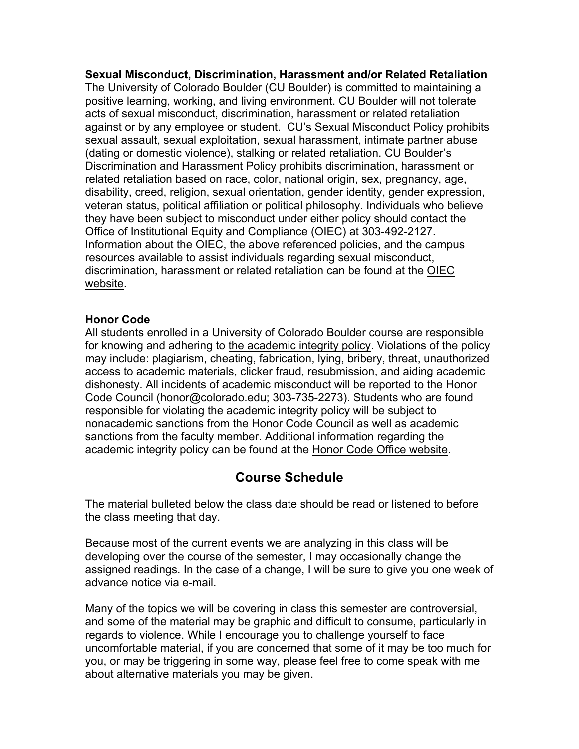**Sexual Misconduct, Discrimination, Harassment and/or Related Retaliation**
The University of Colorado Boulder (CU Boulder) is committed to maintaining a positive learning, working, and living environment. CU Boulder will not tolerate acts of sexual misconduct, discrimination, harassment or related retaliation against or by any employee or student. CU's Sexual Misconduct Policy prohibits sexual assault, sexual exploitation, sexual harassment, intimate partner abuse (dating or domestic violence), stalking or related retaliation. CU Boulder's Discrimination and Harassment Policy prohibits discrimination, harassment or related retaliation based on race, color, national origin, sex, pregnancy, age, disability, creed, religion, sexual orientation, gender identity, gender expression, veteran status, political affiliation or political philosophy. Individuals who believe they have been subject to misconduct under either policy should contact the Office of Institutional Equity and Compliance (OIEC) at 303-492-2127. Information about the OIEC, the above referenced policies, and the campus resources available to assist individuals regarding sexual misconduct, discrimination, harassment or related retaliation can be found at the OIEC website.

**Honor Code**
All students enrolled in a University of Colorado Boulder course are responsible for knowing and adhering to the academic integrity policy. Violations of the policy may include: plagiarism, cheating, fabrication, lying, bribery, threat, unauthorized access to academic materials, clicker fraud, resubmission, and aiding academic dishonesty. All incidents of academic misconduct will be reported to the Honor Code Council (honor@colorado.edu; 303-735-2273). Students who are found responsible for violating the academic integrity policy will be subject to nonacademic sanctions from the Honor Code Council as well as academic sanctions from the faculty member. Additional information regarding the academic integrity policy can be found at the Honor Code Office website.

## Course Schedule

The material bulleted below the class date should be read or listened to before the class meeting that day.

Because most of the current events we are analyzing in this class will be developing over the course of the semester, I may occasionally change the assigned readings. In the case of a change, I will be sure to give you one week of advance notice via e-mail.

Many of the topics we will be covering in class this semester are controversial, and some of the material may be graphic and difficult to consume, particularly in regards to violence. While I encourage you to challenge yourself to face uncomfortable material, if you are concerned that some of it may be too much for you, or may be triggering in some way, please feel free to come speak with me about alternative materials you may be given.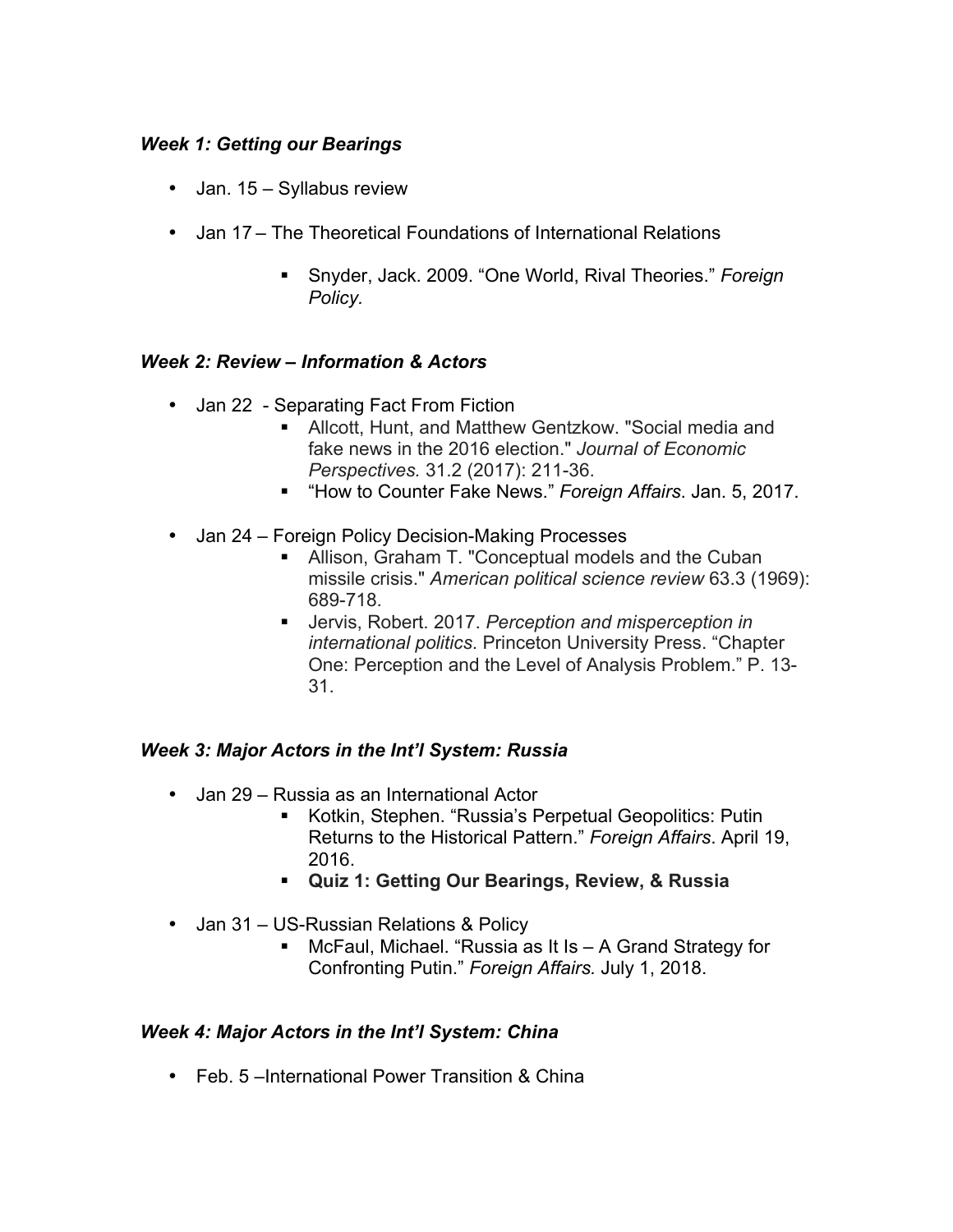### *Week 1: Getting our Bearings*

- Jan. 15 – Syllabus review
- Jan 17 – The Theoretical Foundations of International Relations
    - Snyder, Jack. 2009. "One World, Rival Theories." *Foreign Policy.*

### *Week 2: Review – Information & Actors*

- Jan 22 - Separating Fact From Fiction
    - Allcott, Hunt, and Matthew Gentzkow. "Social media and fake news in the 2016 election." *Journal of Economic Perspectives.* 31.2 (2017): 211-36.
    - "How to Counter Fake News." *Foreign Affairs*. Jan. 5, 2017.
- Jan 24 – Foreign Policy Decision-Making Processes
    - Allison, Graham T. "Conceptual models and the Cuban missile crisis." *American political science review* 63.3 (1969): 689-718.
    - Jervis, Robert. 2017. *Perception and misperception in international politics*. Princeton University Press. "Chapter One: Perception and the Level of Analysis Problem." P. 13-31.

### *Week 3: Major Actors in the Int'l System: Russia*

- Jan 29 – Russia as an International Actor
    - Kotkin, Stephen. "Russia's Perpetual Geopolitics: Putin Returns to the Historical Pattern." *Foreign Affairs*. April 19, 2016.
    - **Quiz 1: Getting Our Bearings, Review, & Russia**
- Jan 31 – US-Russian Relations & Policy
    - McFaul, Michael. "Russia as It Is – A Grand Strategy for Confronting Putin." *Foreign Affairs.* July 1, 2018.

### *Week 4: Major Actors in the Int'l System: China*

- Feb. 5 –International Power Transition & China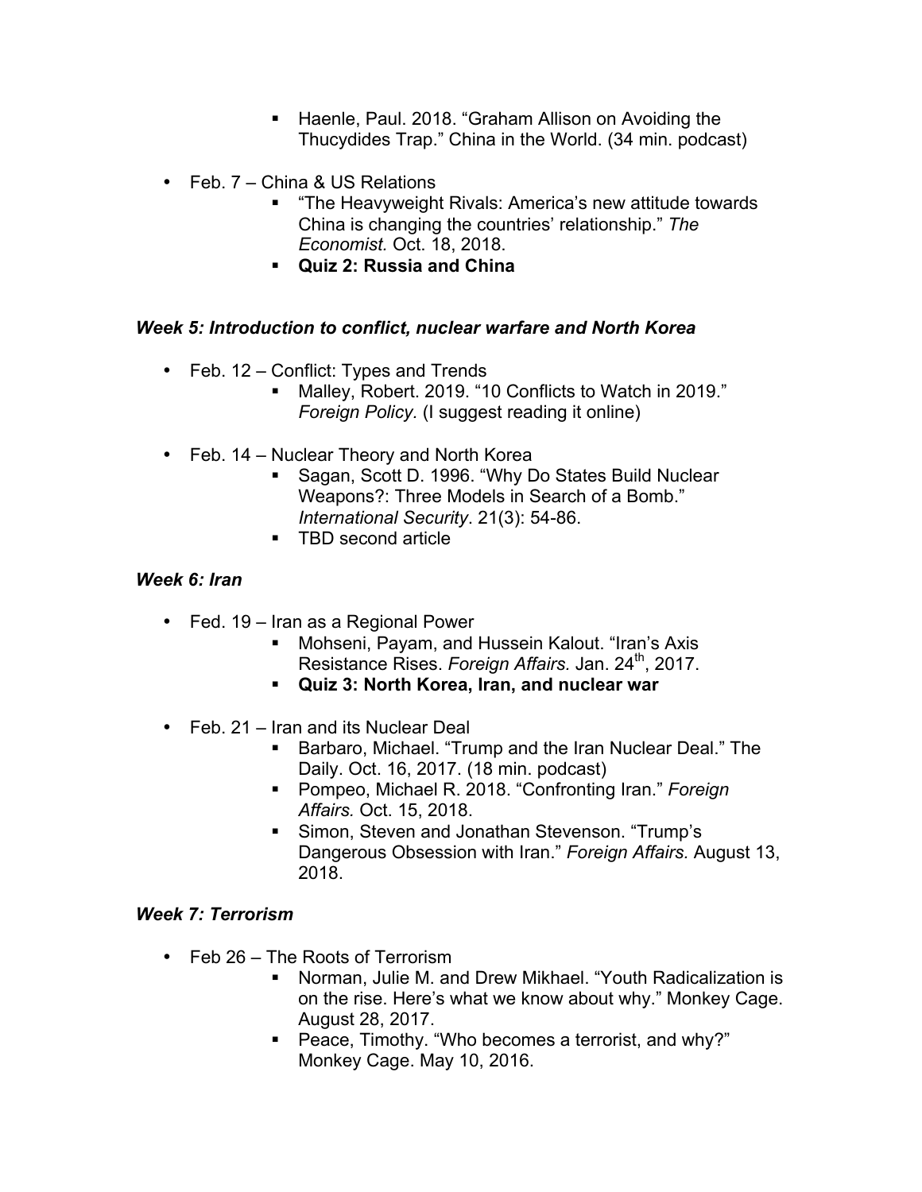- Haenle, Paul. 2018. "Graham Allison on Avoiding the Thucydides Trap." China in the World. (34 min. podcast)

- Feb. 7 – China & US Relations
    - "The Heavyweight Rivals: America's new attitude towards China is changing the countries' relationship." *The Economist.* Oct. 18, 2018.
    - **Quiz 2: Russia and China**

### *Week 5: Introduction to conflict, nuclear warfare and North Korea*

- Feb. 12 – Conflict: Types and Trends
    - Malley, Robert. 2019. "10 Conflicts to Watch in 2019." *Foreign Policy.* (I suggest reading it online)

- Feb. 14 – Nuclear Theory and North Korea
    - Sagan, Scott D. 1996. "Why Do States Build Nuclear Weapons?: Three Models in Search of a Bomb." *International Security*. 21(3): 54-86.
    - TBD second article

### *Week 6: Iran*

- Fed. 19 – Iran as a Regional Power
    - Mohseni, Payam, and Hussein Kalout. "Iran's Axis Resistance Rises. *Foreign Affairs.* Jan. 24th, 2017.
    - **Quiz 3: North Korea, Iran, and nuclear war**

- Feb. 21 – Iran and its Nuclear Deal
    - Barbaro, Michael. "Trump and the Iran Nuclear Deal." The Daily. Oct. 16, 2017. (18 min. podcast)
    - Pompeo, Michael R. 2018. "Confronting Iran." *Foreign Affairs.* Oct. 15, 2018.
    - Simon, Steven and Jonathan Stevenson. "Trump's Dangerous Obsession with Iran." *Foreign Affairs.* August 13, 2018.

### *Week 7: Terrorism*

- Feb 26 – The Roots of Terrorism
    - Norman, Julie M. and Drew Mikhael. "Youth Radicalization is on the rise. Here's what we know about why." Monkey Cage. August 28, 2017.
    - Peace, Timothy. "Who becomes a terrorist, and why?" Monkey Cage. May 10, 2016.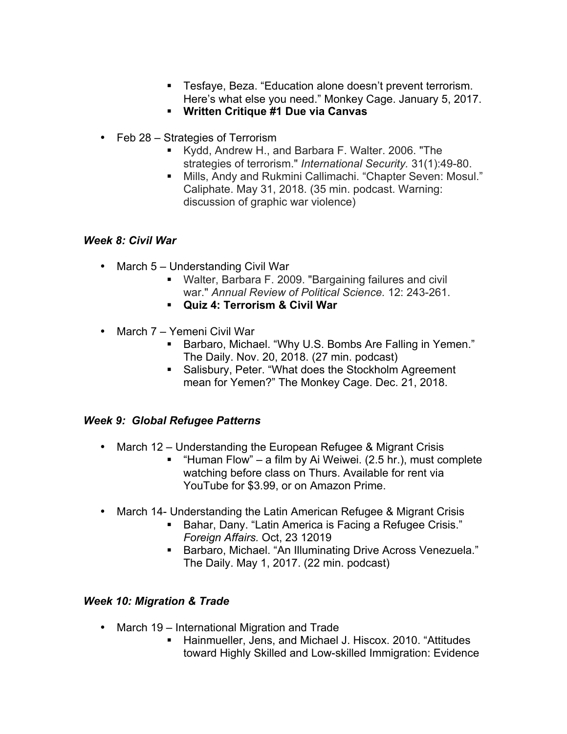- Tesfaye, Beza. “Education alone doesn’t prevent terrorism. Here’s what else you need.” Monkey Cage. January 5, 2017.
    - **Written Critique #1 Due via Canvas**

- Feb 28 – Strategies of Terrorism
    - Kydd, Andrew H., and Barbara F. Walter. 2006. "The strategies of terrorism." *International Security.* 31(1):49-80.
    - Mills, Andy and Rukmini Callimachi. “Chapter Seven: Mosul.” Caliphate. May 31, 2018. (35 min. podcast. Warning: discussion of graphic war violence)

### *Week 8: Civil War*

- March 5 – Understanding Civil War
    - Walter, Barbara F. 2009. "Bargaining failures and civil war." *Annual Review of Political Science.* 12: 243-261.
    - **Quiz 4: Terrorism & Civil War**

- March 7 – Yemeni Civil War
    - Barbaro, Michael. “Why U.S. Bombs Are Falling in Yemen.” The Daily. Nov. 20, 2018. (27 min. podcast)
    - Salisbury, Peter. “What does the Stockholm Agreement mean for Yemen?” The Monkey Cage. Dec. 21, 2018.

### *Week 9: Global Refugee Patterns*

- March 12 – Understanding the European Refugee & Migrant Crisis
    - “Human Flow” – a film by Ai Weiwei. (2.5 hr.), must complete watching before class on Thurs. Available for rent via YouTube for $3.99, or on Amazon Prime.

- March 14- Understanding the Latin American Refugee & Migrant Crisis
    - Bahar, Dany. “Latin America is Facing a Refugee Crisis.” *Foreign Affairs.* Oct, 23 12019
    - Barbaro, Michael. “An Illuminating Drive Across Venezuela.” The Daily. May 1, 2017. (22 min. podcast)

### *Week 10: Migration & Trade*

- March 19 – International Migration and Trade
    - Hainmueller, Jens, and Michael J. Hiscox. 2010. “Attitudes toward Highly Skilled and Low-skilled Immigration: Evidence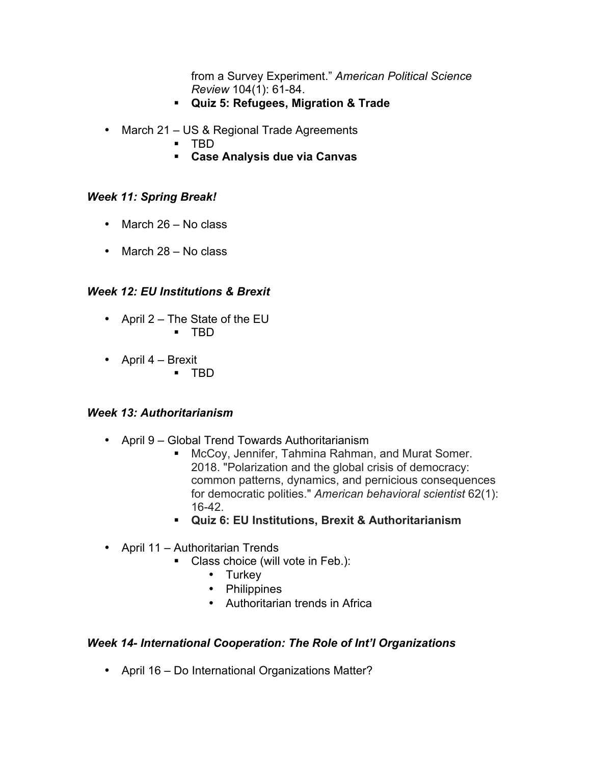from a Survey Experiment." *American Political Science Review* 104(1): 61-84.
    - **Quiz 5: Refugees, Migration & Trade**

- March 21 – US & Regional Trade Agreements
    - TBD
    - **Case Analysis due via Canvas**

### *Week 11: Spring Break!*

- March 26 – No class
- March 28 – No class

### *Week 12: EU Institutions & Brexit*

- April 2 – The State of the EU
    - TBD
- April 4 – Brexit
    - TBD

### *Week 13: Authoritarianism*

- April 9 – Global Trend Towards Authoritarianism
    - McCoy, Jennifer, Tahmina Rahman, and Murat Somer. 2018. "Polarization and the global crisis of democracy: common patterns, dynamics, and pernicious consequences for democratic polities." *American behavioral scientist* 62(1): 16-42.
    - **Quiz 6: EU Institutions, Brexit & Authoritarianism**

- April 11 – Authoritarian Trends
    - Class choice (will vote in Feb.):
        - Turkey
        - Philippines
        - Authoritarian trends in Africa

### *Week 14- International Cooperation: The Role of Int'l Organizations*

- April 16 – Do International Organizations Matter?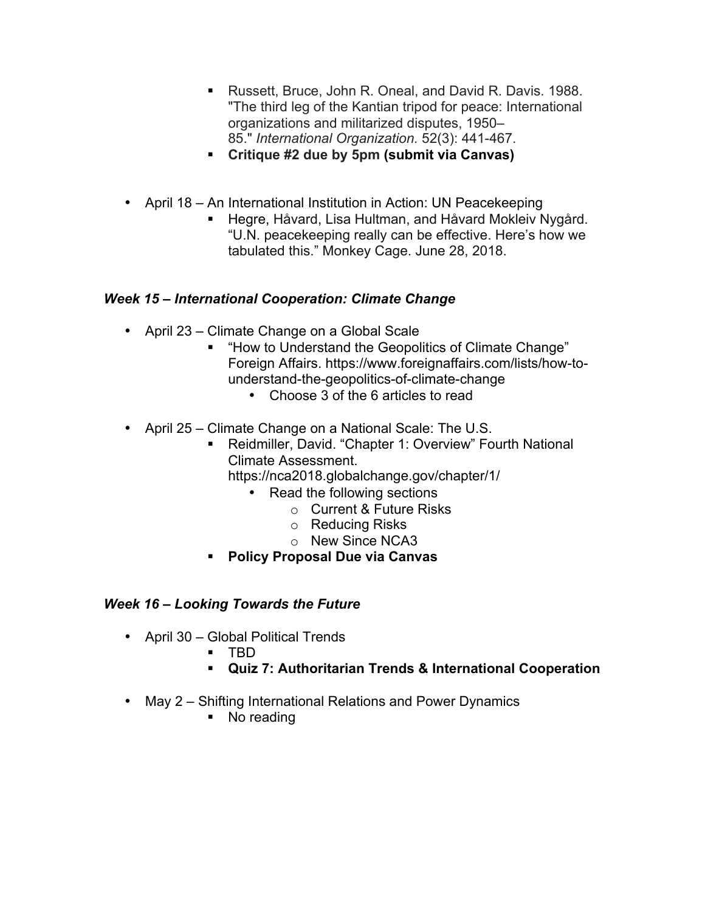- Russett, Bruce, John R. Oneal, and David R. Davis. 1988. "The third leg of the Kantian tripod for peace: International organizations and militarized disputes, 1950–85." *International Organization.* 52(3): 441-467.
    - **Critique #2 due by 5pm (submit via Canvas)**

- April 18 – An International Institution in Action: UN Peacekeeping
    - Hegre, Håvard, Lisa Hultman, and Håvard Mokleiv Nygård. "U.N. peacekeeping really can be effective. Here's how we tabulated this." Monkey Cage. June 28, 2018.

### *Week 15 – International Cooperation: Climate Change*

- April 23 – Climate Change on a Global Scale
    - "How to Understand the Geopolitics of Climate Change" Foreign Affairs. https://www.foreignaffairs.com/lists/how-to-understand-the-geopolitics-of-climate-change
        - Choose 3 of the 6 articles to read

- April 25 – Climate Change on a National Scale: The U.S.
    - Reidmiller, David. "Chapter 1: Overview" Fourth National Climate Assessment. https://nca2018.globalchange.gov/chapter/1/
        - Read the following sections
            - Current & Future Risks
            - Reducing Risks
            - New Since NCA3
    - **Policy Proposal Due via Canvas**

### *Week 16 – Looking Towards the Future*

- April 30 – Global Political Trends
    - TBD
    - **Quiz 7: Authoritarian Trends & International Cooperation**

- May 2 – Shifting International Relations and Power Dynamics
    - No reading